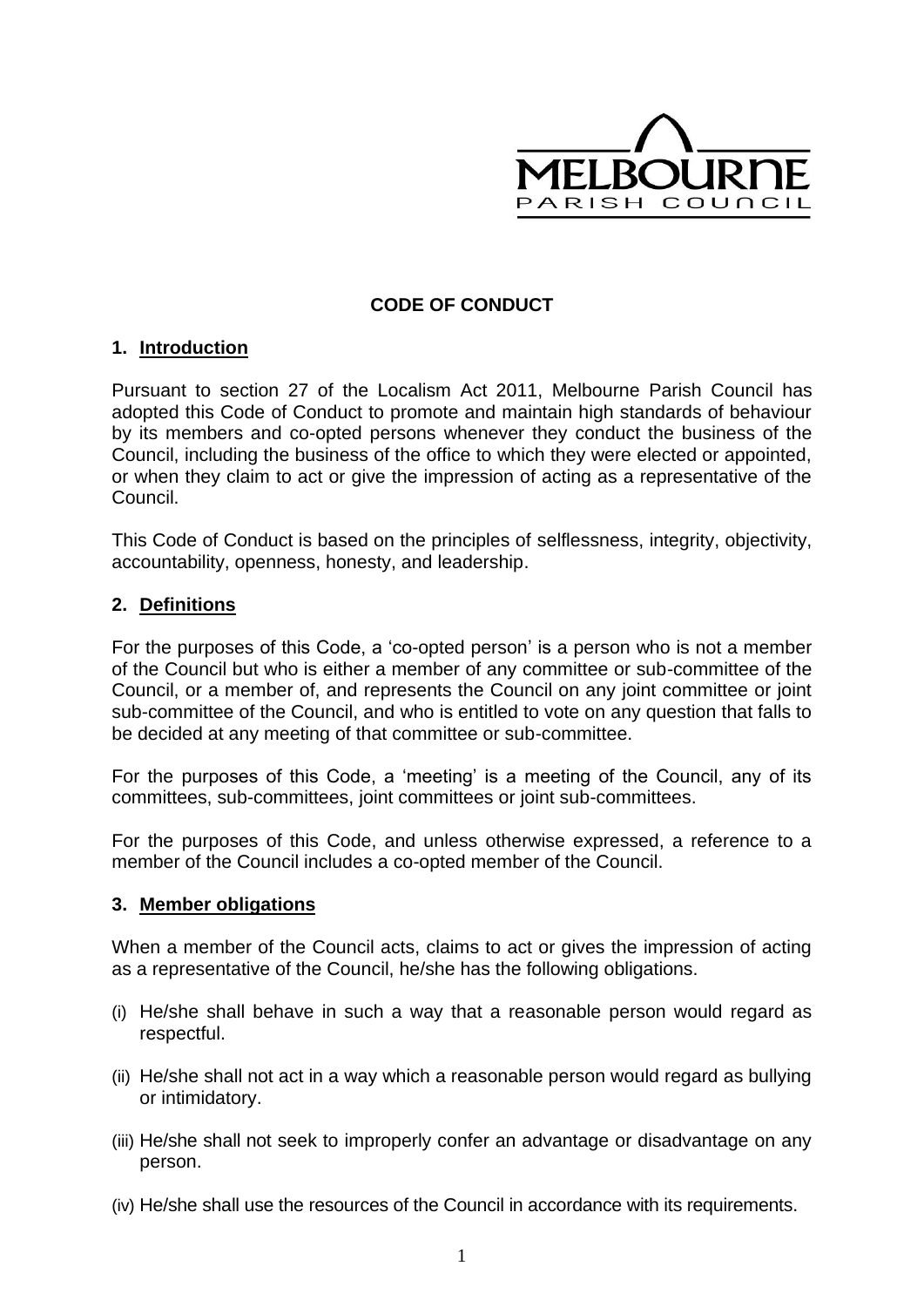MELBOURNE PARISH COUNCIL

# CODE OF CONDUCT

## 1. Introduction

Pursuant to section 27 of the Localism Act 2011, Melbourne Parish Council has adopted this Code of Conduct to promote and maintain high standards of behaviour by its members and co-opted persons whenever they conduct the business of the Council, including the business of the office to which they were elected or appointed, or when they claim to act or give the impression of acting as a representative of the Council.

This Code of Conduct is based on the principles of selflessness, integrity, objectivity, accountability, openness, honesty, and leadership.

## 2. Definitions

For the purposes of this Code, a 'co-opted person' is a person who is not a member of the Council but who is either a member of any committee or sub-committee of the Council, or a member of, and represents the Council on any joint committee or joint sub-committee of the Council, and who is entitled to vote on any question that falls to be decided at any meeting of that committee or sub-committee.

For the purposes of this Code, a 'meeting' is a meeting of the Council, any of its committees, sub-committees, joint committees or joint sub-committees.

For the purposes of this Code, and unless otherwise expressed, a reference to a member of the Council includes a co-opted member of the Council.

## 3. Member obligations

When a member of the Council acts, claims to act or gives the impression of acting as a representative of the Council, he/she has the following obligations.

(i) He/she shall behave in such a way that a reasonable person would regard as respectful.

(ii) He/she shall not act in a way which a reasonable person would regard as bullying or intimidatory.

(iii) He/she shall not seek to improperly confer an advantage or disadvantage on any person.

(iv) He/she shall use the resources of the Council in accordance with its requirements.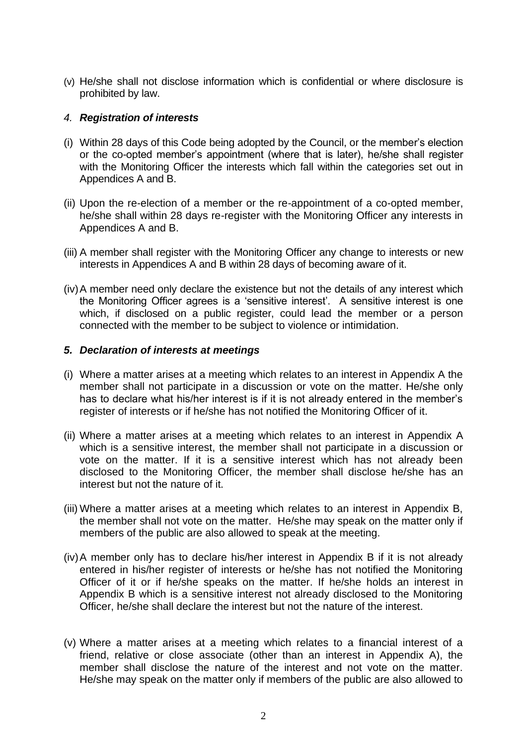(v) He/she shall not disclose information which is confidential or where disclosure is prohibited by law.

### *4. **Registration of interests***

(i) Within 28 days of this Code being adopted by the Council, or the member's election or the co-opted member's appointment (where that is later), he/she shall register with the Monitoring Officer the interests which fall within the categories set out in Appendices A and B.

(ii) Upon the re-election of a member or the re-appointment of a co-opted member, he/she shall within 28 days re-register with the Monitoring Officer any interests in Appendices A and B.

(iii) A member shall register with the Monitoring Officer any change to interests or new interests in Appendices A and B within 28 days of becoming aware of it.

(iv) A member need only declare the existence but not the details of any interest which the Monitoring Officer agrees is a 'sensitive interest'. A sensitive interest is one which, if disclosed on a public register, could lead the member or a person connected with the member to be subject to violence or intimidation.

### ***5. Declaration of interests at meetings***

(i) Where a matter arises at a meeting which relates to an interest in Appendix A the member shall not participate in a discussion or vote on the matter. He/she only has to declare what his/her interest is if it is not already entered in the member's register of interests or if he/she has not notified the Monitoring Officer of it.

(ii) Where a matter arises at a meeting which relates to an interest in Appendix A which is a sensitive interest, the member shall not participate in a discussion or vote on the matter. If it is a sensitive interest which has not already been disclosed to the Monitoring Officer, the member shall disclose he/she has an interest but not the nature of it.

(iii) Where a matter arises at a meeting which relates to an interest in Appendix B, the member shall not vote on the matter. He/she may speak on the matter only if members of the public are also allowed to speak at the meeting.

(iv) A member only has to declare his/her interest in Appendix B if it is not already entered in his/her register of interests or he/she has not notified the Monitoring Officer of it or if he/she speaks on the matter. If he/she holds an interest in Appendix B which is a sensitive interest not already disclosed to the Monitoring Officer, he/she shall declare the interest but not the nature of the interest.

(v) Where a matter arises at a meeting which relates to a financial interest of a friend, relative or close associate (other than an interest in Appendix A), the member shall disclose the nature of the interest and not vote on the matter. He/she may speak on the matter only if members of the public are also allowed to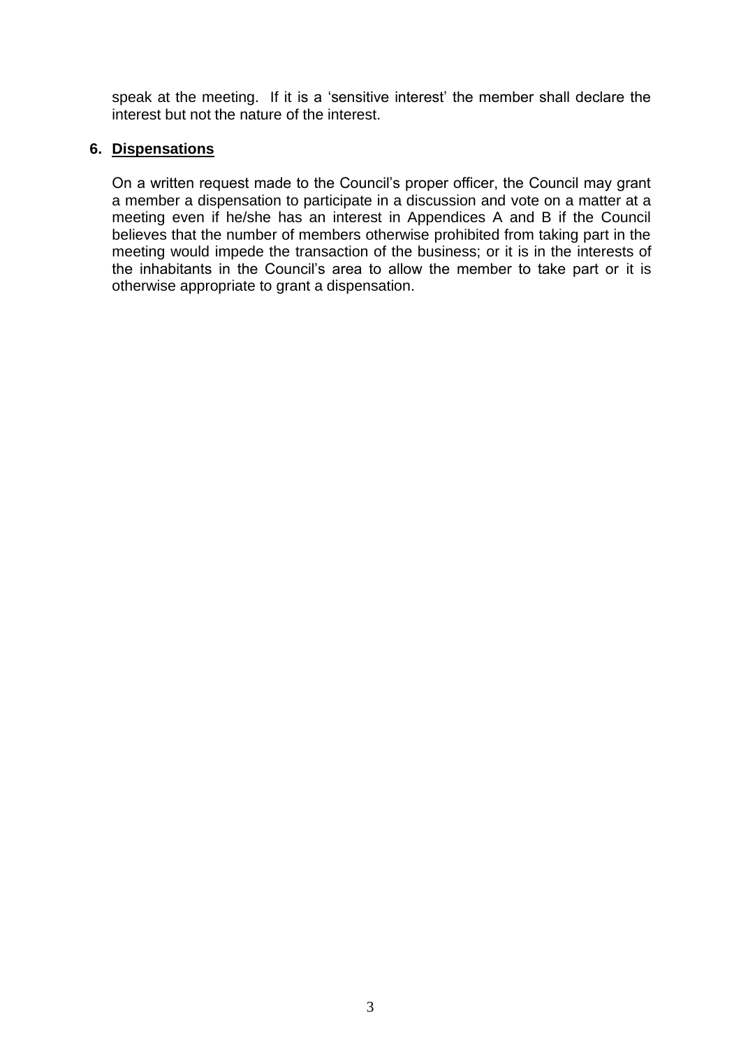speak at the meeting. If it is a 'sensitive interest' the member shall declare the interest but not the nature of the interest.

## 6. Dispensations

On a written request made to the Council's proper officer, the Council may grant a member a dispensation to participate in a discussion and vote on a matter at a meeting even if he/she has an interest in Appendices A and B if the Council believes that the number of members otherwise prohibited from taking part in the meeting would impede the transaction of the business; or it is in the interests of the inhabitants in the Council's area to allow the member to take part or it is otherwise appropriate to grant a dispensation.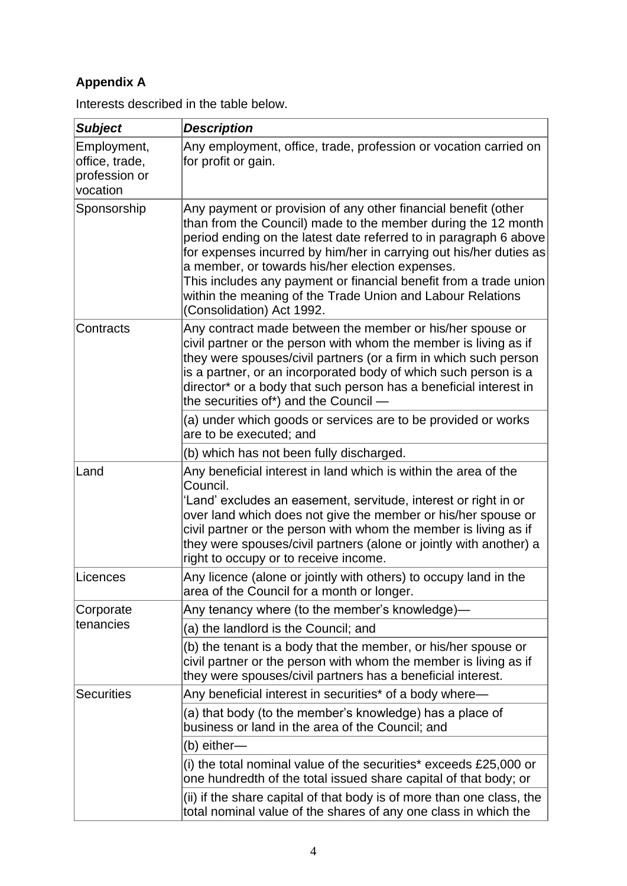**Appendix A**

Interests described in the table below.

| ***Subject*** | ***Description*** |
|---|---|
| Employment, office, trade, profession or vocation | Any employment, office, trade, profession or vocation carried on for profit or gain. |
| Sponsorship | Any payment or provision of any other financial benefit (other than from the Council) made to the member during the 12 month period ending on the latest date referred to in paragraph 6 above for expenses incurred by him/her in carrying out his/her duties as a member, or towards his/her election expenses.<br>This includes any payment or financial benefit from a trade union within the meaning of the Trade Union and Labour Relations (Consolidation) Act 1992. |
| Contracts | Any contract made between the member or his/her spouse or civil partner or the person with whom the member is living as if they were spouses/civil partners (or a firm in which such person is a partner, or an incorporated body of which such person is a director* or a body that such person has a beneficial interest in the securities of*) and the Council — |
| | (a) under which goods or services are to be provided or works are to be executed; and |
| | (b) which has not been fully discharged. |
| Land | Any beneficial interest in land which is within the area of the Council.<br>'Land' excludes an easement, servitude, interest or right in or over land which does not give the member or his/her spouse or civil partner or the person with whom the member is living as if they were spouses/civil partners (alone or jointly with another) a right to occupy or to receive income. |
| Licences | Any licence (alone or jointly with others) to occupy land in the area of the Council for a month or longer. |
| Corporate tenancies | Any tenancy where (to the member's knowledge)— |
| | (a) the landlord is the Council; and |
| | (b) the tenant is a body that the member, or his/her spouse or civil partner or the person with whom the member is living as if they were spouses/civil partners has a beneficial interest. |
| Securities | Any beneficial interest in securities* of a body where— |
| | (a) that body (to the member's knowledge) has a place of business or land in the area of the Council; and |
| | (b) either— |
| | (i) the total nominal value of the securities* exceeds £25,000 or one hundredth of the total issued share capital of that body; or |
| | (ii) if the share capital of that body is of more than one class, the total nominal value of the shares of any one class in which the |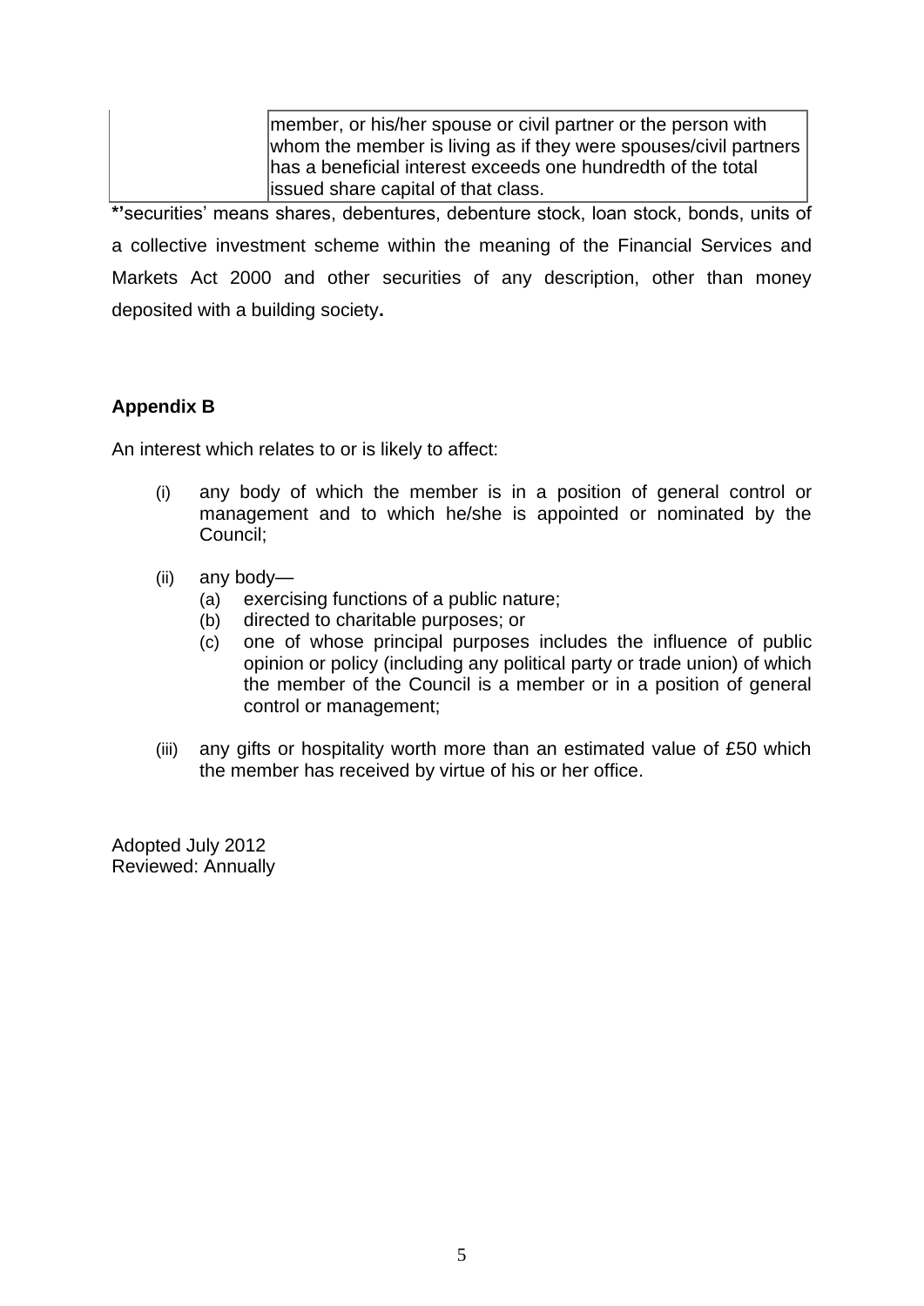| | |
|---|---|
| | member, or his/her spouse or civil partner or the person with whom the member is living as if they were spouses/civil partners has a beneficial interest exceeds one hundredth of the total issued share capital of that class. |

*'securities' means shares, debentures, debenture stock, loan stock, bonds, units of a collective investment scheme within the meaning of the Financial Services and Markets Act 2000 and other securities of any description, other than money deposited with a building society.

**Appendix B**

An interest which relates to or is likely to affect:

(i) any body of which the member is in a position of general control or management and to which he/she is appointed or nominated by the Council;

(ii) any body—
   (a) exercising functions of a public nature;
   (b) directed to charitable purposes; or
   (c) one of whose principal purposes includes the influence of public opinion or policy (including any political party or trade union) of which the member of the Council is a member or in a position of general control or management;

(iii) any gifts or hospitality worth more than an estimated value of £50 which the member has received by virtue of his or her office.

Adopted July 2012
Reviewed: Annually